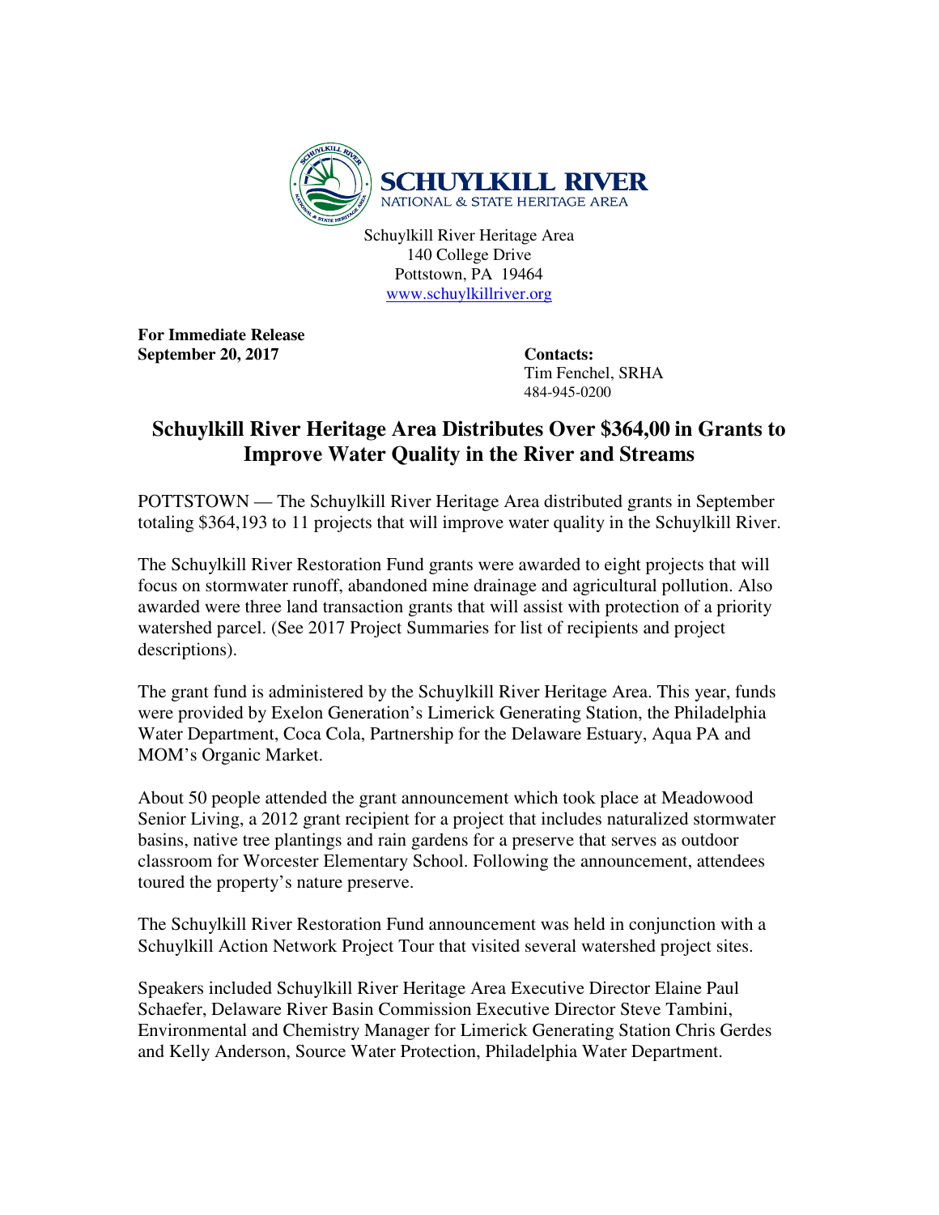**SCHUYLKILL RIVER**
NATIONAL & STATE HERITAGE AREA

Schuylkill River Heritage Area
140 College Drive
Pottstown, PA 19464
www.schuylkillriver.org

**For Immediate Release**
**September 20, 2017**

**Contacts:**
Tim Fenchel, SRHA
484-945-0200

# Schuylkill River Heritage Area Distributes Over $364,00 in Grants to Improve Water Quality in the River and Streams

POTTSTOWN — The Schuylkill River Heritage Area distributed grants in September totaling $364,193 to 11 projects that will improve water quality in the Schuylkill River.

The Schuylkill River Restoration Fund grants were awarded to eight projects that will focus on stormwater runoff, abandoned mine drainage and agricultural pollution. Also awarded were three land transaction grants that will assist with protection of a priority watershed parcel. (See 2017 Project Summaries for list of recipients and project descriptions).

The grant fund is administered by the Schuylkill River Heritage Area. This year, funds were provided by Exelon Generation's Limerick Generating Station, the Philadelphia Water Department, Coca Cola, Partnership for the Delaware Estuary, Aqua PA and MOM's Organic Market.

About 50 people attended the grant announcement which took place at Meadowood Senior Living, a 2012 grant recipient for a project that includes naturalized stormwater basins, native tree plantings and rain gardens for a preserve that serves as outdoor classroom for Worcester Elementary School. Following the announcement, attendees toured the property's nature preserve.

The Schuylkill River Restoration Fund announcement was held in conjunction with a Schuylkill Action Network Project Tour that visited several watershed project sites.

Speakers included Schuylkill River Heritage Area Executive Director Elaine Paul Schaefer, Delaware River Basin Commission Executive Director Steve Tambini, Environmental and Chemistry Manager for Limerick Generating Station Chris Gerdes and Kelly Anderson, Source Water Protection, Philadelphia Water Department.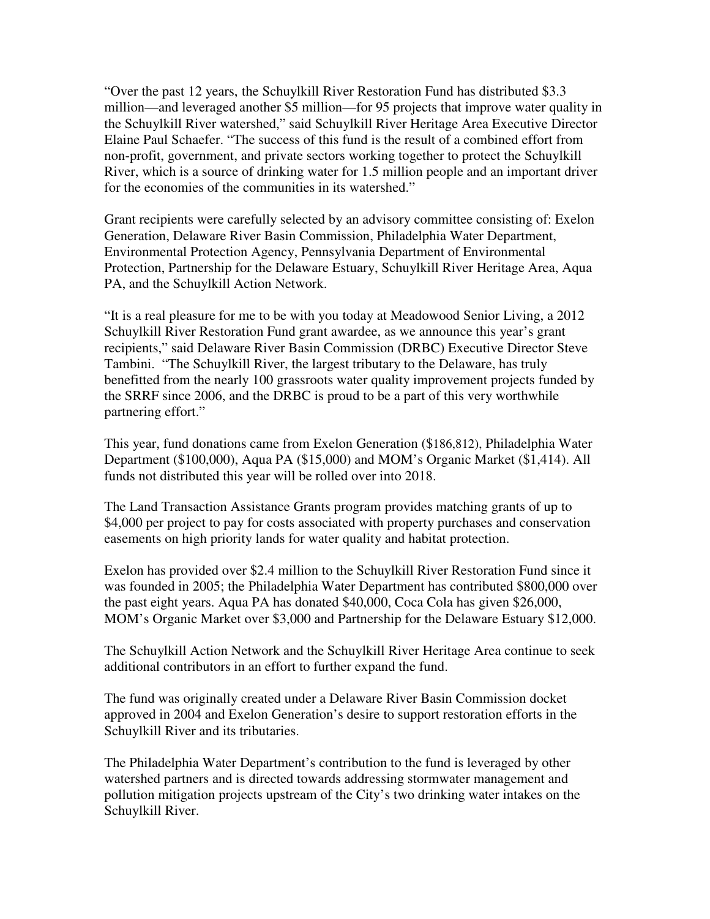"Over the past 12 years, the Schuylkill River Restoration Fund has distributed $3.3 million—and leveraged another $5 million—for 95 projects that improve water quality in the Schuylkill River watershed," said Schuylkill River Heritage Area Executive Director Elaine Paul Schaefer. "The success of this fund is the result of a combined effort from non-profit, government, and private sectors working together to protect the Schuylkill River, which is a source of drinking water for 1.5 million people and an important driver for the economies of the communities in its watershed."

Grant recipients were carefully selected by an advisory committee consisting of: Exelon Generation, Delaware River Basin Commission, Philadelphia Water Department, Environmental Protection Agency, Pennsylvania Department of Environmental Protection, Partnership for the Delaware Estuary, Schuylkill River Heritage Area, Aqua PA, and the Schuylkill Action Network.

"It is a real pleasure for me to be with you today at Meadowood Senior Living, a 2012 Schuylkill River Restoration Fund grant awardee, as we announce this year's grant recipients," said Delaware River Basin Commission (DRBC) Executive Director Steve Tambini. "The Schuylkill River, the largest tributary to the Delaware, has truly benefitted from the nearly 100 grassroots water quality improvement projects funded by the SRRF since 2006, and the DRBC is proud to be a part of this very worthwhile partnering effort."

This year, fund donations came from Exelon Generation ($186,812), Philadelphia Water Department ($100,000), Aqua PA ($15,000) and MOM's Organic Market ($1,414). All funds not distributed this year will be rolled over into 2018.

The Land Transaction Assistance Grants program provides matching grants of up to $4,000 per project to pay for costs associated with property purchases and conservation easements on high priority lands for water quality and habitat protection.

Exelon has provided over $2.4 million to the Schuylkill River Restoration Fund since it was founded in 2005; the Philadelphia Water Department has contributed $800,000 over the past eight years. Aqua PA has donated $40,000, Coca Cola has given $26,000, MOM's Organic Market over $3,000 and Partnership for the Delaware Estuary $12,000.

The Schuylkill Action Network and the Schuylkill River Heritage Area continue to seek additional contributors in an effort to further expand the fund.

The fund was originally created under a Delaware River Basin Commission docket approved in 2004 and Exelon Generation's desire to support restoration efforts in the Schuylkill River and its tributaries.

The Philadelphia Water Department's contribution to the fund is leveraged by other watershed partners and is directed towards addressing stormwater management and pollution mitigation projects upstream of the City's two drinking water intakes on the Schuylkill River.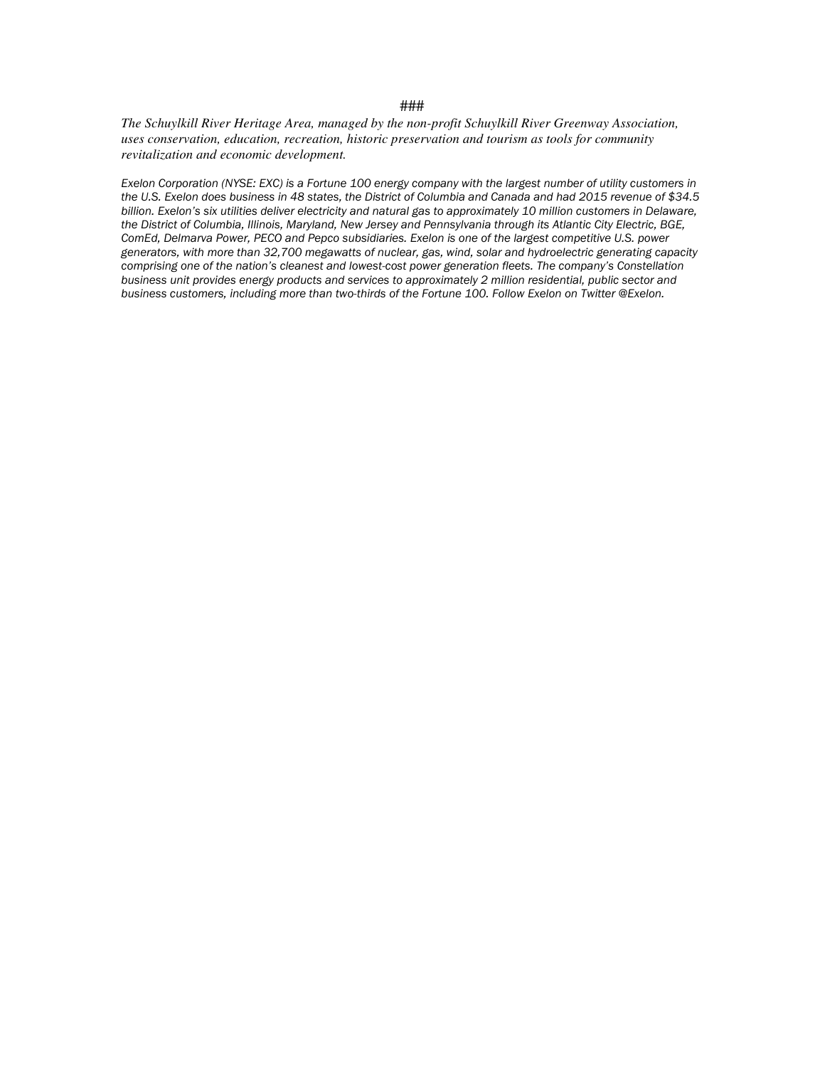###

*The Schuylkill River Heritage Area, managed by the non-profit Schuylkill River Greenway Association, uses conservation, education, recreation, historic preservation and tourism as tools for community revitalization and economic development.*

*Exelon Corporation (NYSE: EXC) is a Fortune 100 energy company with the largest number of utility customers in the U.S. Exelon does business in 48 states, the District of Columbia and Canada and had 2015 revenue of $34.5 billion. Exelon's six utilities deliver electricity and natural gas to approximately 10 million customers in Delaware, the District of Columbia, Illinois, Maryland, New Jersey and Pennsylvania through its Atlantic City Electric, BGE, ComEd, Delmarva Power, PECO and Pepco subsidiaries. Exelon is one of the largest competitive U.S. power generators, with more than 32,700 megawatts of nuclear, gas, wind, solar and hydroelectric generating capacity comprising one of the nation's cleanest and lowest-cost power generation fleets. The company's Constellation business unit provides energy products and services to approximately 2 million residential, public sector and business customers, including more than two-thirds of the Fortune 100. Follow Exelon on Twitter @Exelon.*